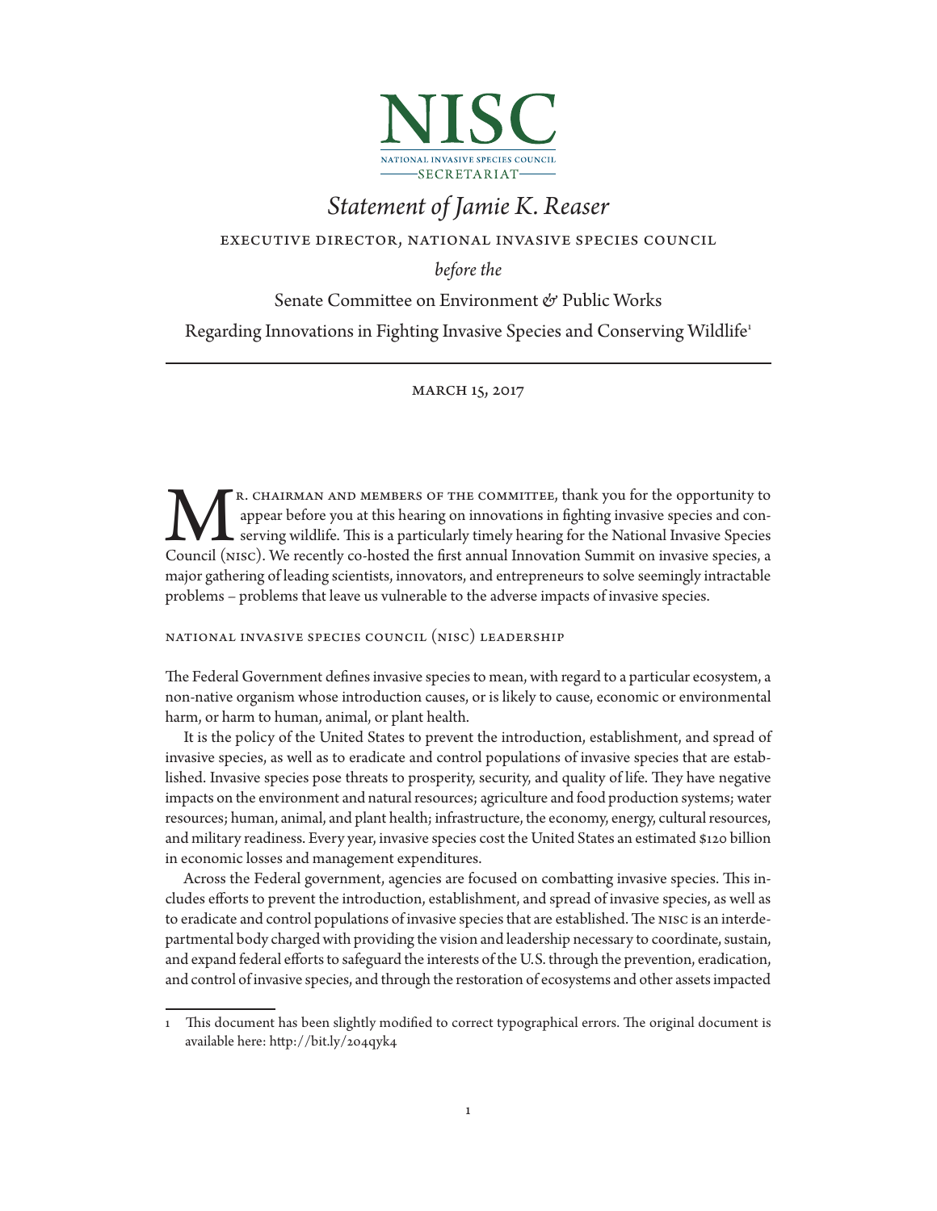# NISC

NATIONAL INVASIVE SPECIES COUNCIL

SECRETARIAT

## *Statement of Jamie K. Reaser*

EXECUTIVE DIRECTOR, NATIONAL INVASIVE SPECIES COUNCIL

*before the*

Senate Committee on Environment & Public Works

Regarding Innovations in Fighting Invasive Species and Conserving Wildlife[1]

MARCH 15, 2017

Mr. Chairman and members of the committee, thank you for the opportunity to appear before you at this hearing on innovations in fighting invasive species and conserving wildlife. This is a particularly timely hearing for the National Invasive Species Council (NISC). We recently co-hosted the first annual Innovation Summit on invasive species, a major gathering of leading scientists, innovators, and entrepreneurs to solve seemingly intractable problems – problems that leave us vulnerable to the adverse impacts of invasive species.

### NATIONAL INVASIVE SPECIES COUNCIL (NISC) LEADERSHIP

The Federal Government defines invasive species to mean, with regard to a particular ecosystem, a non-native organism whose introduction causes, or is likely to cause, economic or environmental harm, or harm to human, animal, or plant health.

It is the policy of the United States to prevent the introduction, establishment, and spread of invasive species, as well as to eradicate and control populations of invasive species that are established. Invasive species pose threats to prosperity, security, and quality of life. They have negative impacts on the environment and natural resources; agriculture and food production systems; water resources; human, animal, and plant health; infrastructure, the economy, energy, cultural resources, and military readiness. Every year, invasive species cost the United States an estimated $120 billion in economic losses and management expenditures.

Across the Federal government, agencies are focused on combatting invasive species. This includes efforts to prevent the introduction, establishment, and spread of invasive species, as well as to eradicate and control populations of invasive species that are established. The NISC is an interdepartmental body charged with providing the vision and leadership necessary to coordinate, sustain, and expand federal efforts to safeguard the interests of the U.S. through the prevention, eradication, and control of invasive species, and through the restoration of ecosystems and other assets impacted

---

1 This document has been slightly modified to correct typographical errors. The original document is available here: http://bit.ly/204qyk4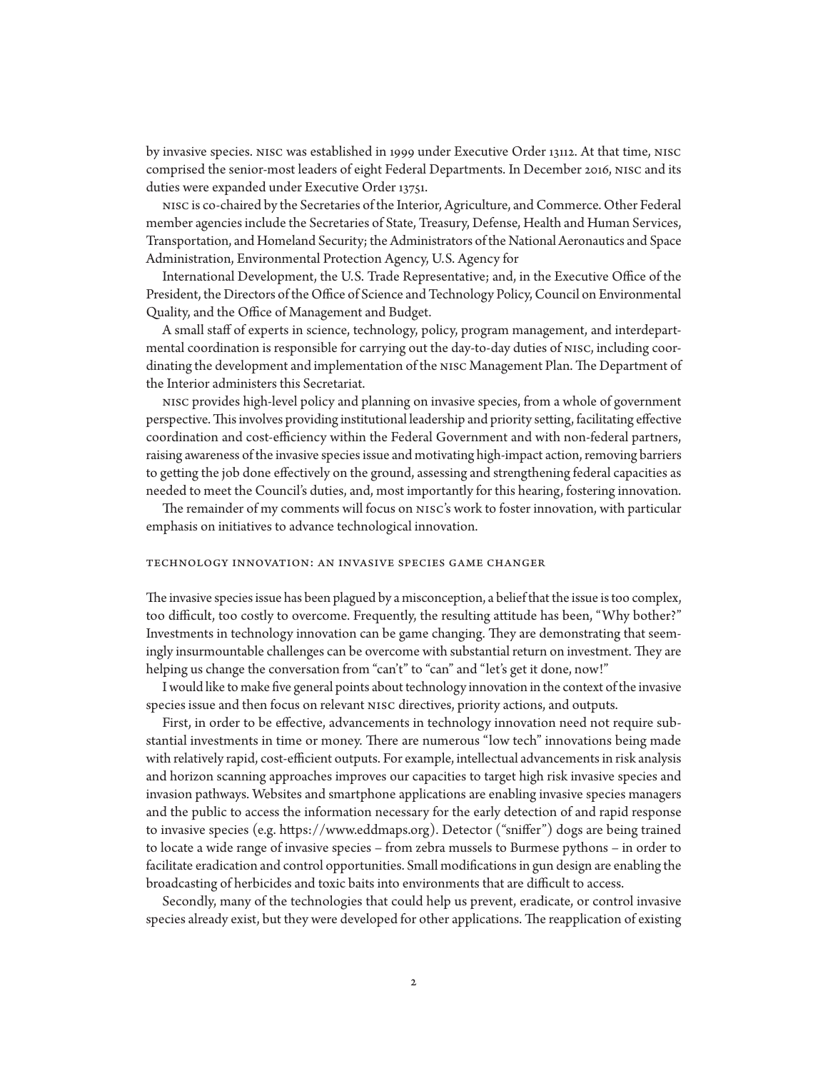by invasive species. NISC was established in 1999 under Executive Order 13112. At that time, NISC comprised the senior-most leaders of eight Federal Departments. In December 2016, NISC and its duties were expanded under Executive Order 13751.

NISC is co-chaired by the Secretaries of the Interior, Agriculture, and Commerce. Other Federal member agencies include the Secretaries of State, Treasury, Defense, Health and Human Services, Transportation, and Homeland Security; the Administrators of the National Aeronautics and Space Administration, Environmental Protection Agency, U.S. Agency for

International Development, the U.S. Trade Representative; and, in the Executive Office of the President, the Directors of the Office of Science and Technology Policy, Council on Environmental Quality, and the Office of Management and Budget.

A small staff of experts in science, technology, policy, program management, and interdepartmental coordination is responsible for carrying out the day-to-day duties of NISC, including coordinating the development and implementation of the NISC Management Plan. The Department of the Interior administers this Secretariat.

NISC provides high-level policy and planning on invasive species, from a whole of government perspective. This involves providing institutional leadership and priority setting, facilitating effective coordination and cost-efficiency within the Federal Government and with non-federal partners, raising awareness of the invasive species issue and motivating high-impact action, removing barriers to getting the job done effectively on the ground, assessing and strengthening federal capacities as needed to meet the Council's duties, and, most importantly for this hearing, fostering innovation.

The remainder of my comments will focus on NISC's work to foster innovation, with particular emphasis on initiatives to advance technological innovation.

## TECHNOLOGY INNOVATION: AN INVASIVE SPECIES GAME CHANGER

The invasive species issue has been plagued by a misconception, a belief that the issue is too complex, too difficult, too costly to overcome. Frequently, the resulting attitude has been, "Why bother?" Investments in technology innovation can be game changing. They are demonstrating that seemingly insurmountable challenges can be overcome with substantial return on investment. They are helping us change the conversation from "can't" to "can" and "let's get it done, now!"

I would like to make five general points about technology innovation in the context of the invasive species issue and then focus on relevant NISC directives, priority actions, and outputs.

First, in order to be effective, advancements in technology innovation need not require substantial investments in time or money. There are numerous "low tech" innovations being made with relatively rapid, cost-efficient outputs. For example, intellectual advancements in risk analysis and horizon scanning approaches improves our capacities to target high risk invasive species and invasion pathways. Websites and smartphone applications are enabling invasive species managers and the public to access the information necessary for the early detection of and rapid response to invasive species (e.g. https://www.eddmaps.org). Detector ("sniffer") dogs are being trained to locate a wide range of invasive species – from zebra mussels to Burmese pythons – in order to facilitate eradication and control opportunities. Small modifications in gun design are enabling the broadcasting of herbicides and toxic baits into environments that are difficult to access.

Secondly, many of the technologies that could help us prevent, eradicate, or control invasive species already exist, but they were developed for other applications. The reapplication of existing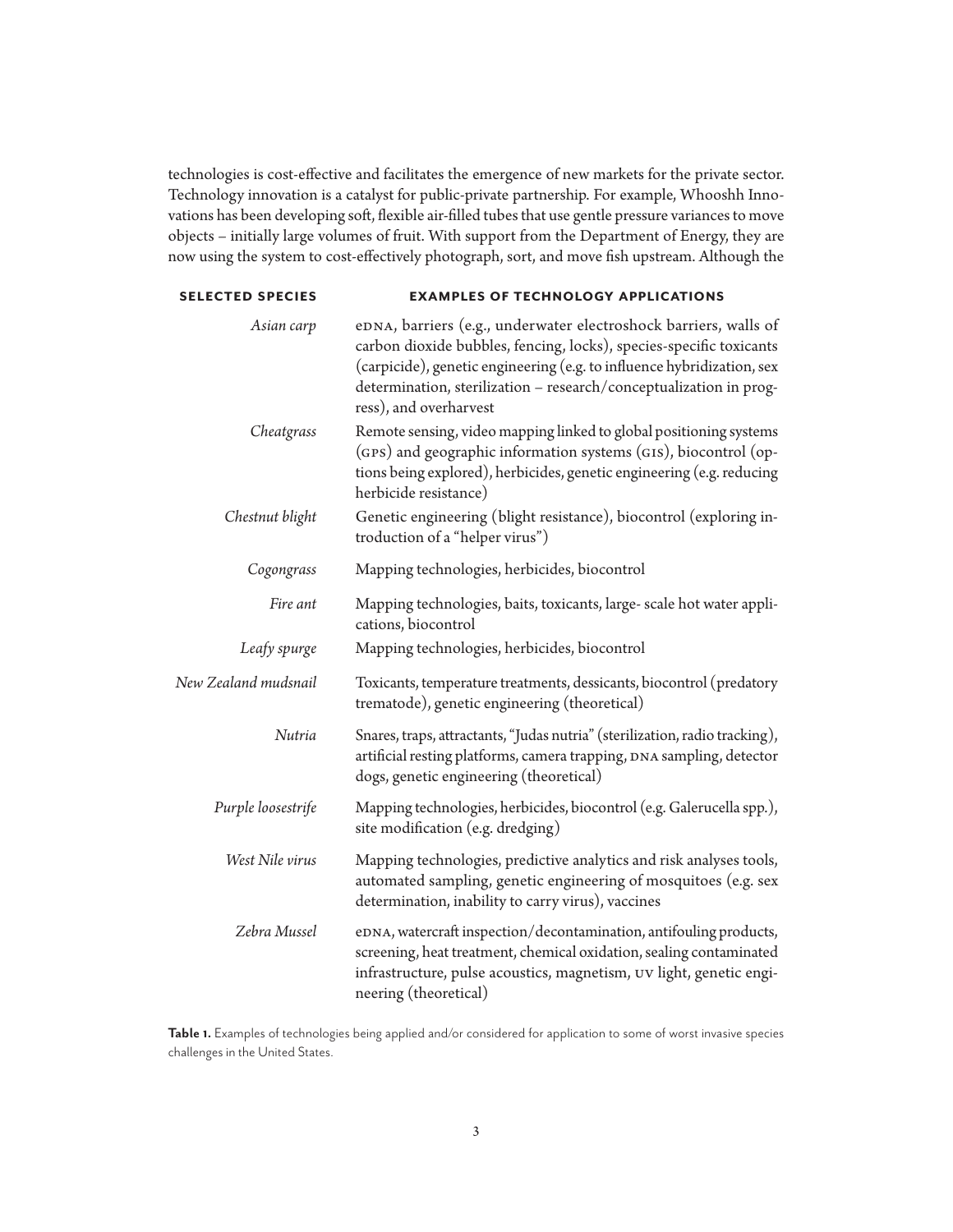technologies is cost-effective and facilitates the emergence of new markets for the private sector. Technology innovation is a catalyst for public-private partnership. For example, Whooshh Innovations has been developing soft, flexible air-filled tubes that use gentle pressure variances to move objects – initially large volumes of fruit. With support from the Department of Energy, they are now using the system to cost-effectively photograph, sort, and move fish upstream. Although the

| SELECTED SPECIES | EXAMPLES OF TECHNOLOGY APPLICATIONS |
|---|---|
| *Asian carp* | eDNA, barriers (e.g., underwater electroshock barriers, walls of carbon dioxide bubbles, fencing, locks), species-specific toxicants (carpicide), genetic engineering (e.g. to influence hybridization, sex determination, sterilization – research/conceptualization in progress), and overharvest |
| *Cheatgrass* | Remote sensing, video mapping linked to global positioning systems (GPS) and geographic information systems (GIS), biocontrol (options being explored), herbicides, genetic engineering (e.g. reducing herbicide resistance) |
| *Chestnut blight* | Genetic engineering (blight resistance), biocontrol (exploring introduction of a "helper virus") |
| *Cogongrass* | Mapping technologies, herbicides, biocontrol |
| *Fire ant* | Mapping technologies, baits, toxicants, large- scale hot water applications, biocontrol |
| *Leafy spurge* | Mapping technologies, herbicides, biocontrol |
| *New Zealand mudsnail* | Toxicants, temperature treatments, dessicants, biocontrol (predatory trematode), genetic engineering (theoretical) |
| *Nutria* | Snares, traps, attractants, "Judas nutria" (sterilization, radio tracking), artificial resting platforms, camera trapping, DNA sampling, detector dogs, genetic engineering (theoretical) |
| *Purple loosestrife* | Mapping technologies, herbicides, biocontrol (e.g. Galerucella spp.), site modification (e.g. dredging) |
| *West Nile virus* | Mapping technologies, predictive analytics and risk analyses tools, automated sampling, genetic engineering of mosquitoes (e.g. sex determination, inability to carry virus), vaccines |
| *Zebra Mussel* | eDNA, watercraft inspection/decontamination, antifouling products, screening, heat treatment, chemical oxidation, sealing contaminated infrastructure, pulse acoustics, magnetism, UV light, genetic engineering (theoretical) |

**Table 1.** Examples of technologies being applied and/or considered for application to some of worst invasive species challenges in the United States.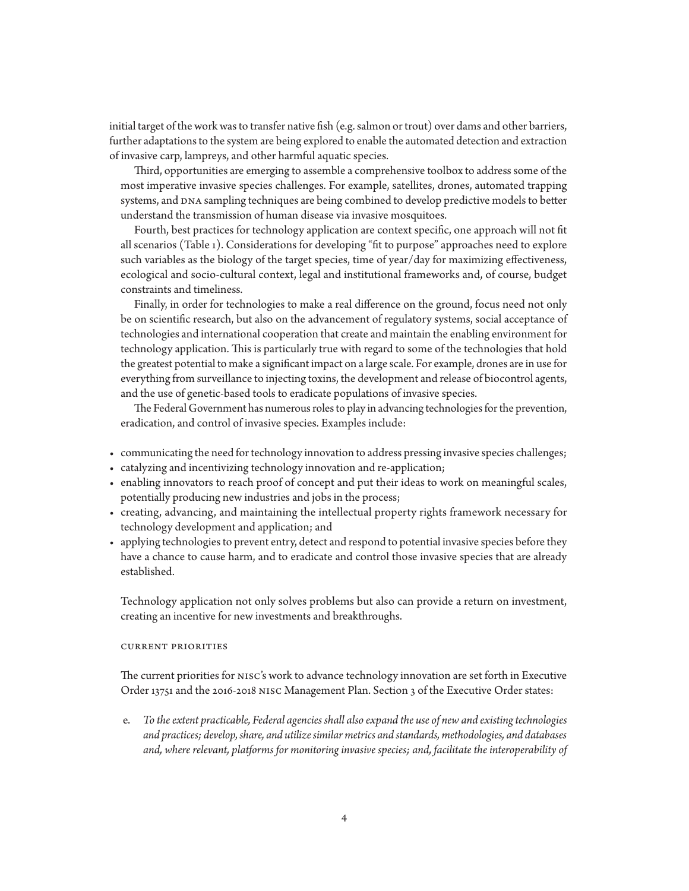initial target of the work was to transfer native fish (e.g. salmon or trout) over dams and other barriers, further adaptations to the system are being explored to enable the automated detection and extraction of invasive carp, lampreys, and other harmful aquatic species.

Third, opportunities are emerging to assemble a comprehensive toolbox to address some of the most imperative invasive species challenges. For example, satellites, drones, automated trapping systems, and DNA sampling techniques are being combined to develop predictive models to better understand the transmission of human disease via invasive mosquitoes.

Fourth, best practices for technology application are context specific, one approach will not fit all scenarios (Table 1). Considerations for developing "fit to purpose" approaches need to explore such variables as the biology of the target species, time of year/day for maximizing effectiveness, ecological and socio-cultural context, legal and institutional frameworks and, of course, budget constraints and timeliness.

Finally, in order for technologies to make a real difference on the ground, focus need not only be on scientific research, but also on the advancement of regulatory systems, social acceptance of technologies and international cooperation that create and maintain the enabling environment for technology application. This is particularly true with regard to some of the technologies that hold the greatest potential to make a significant impact on a large scale. For example, drones are in use for everything from surveillance to injecting toxins, the development and release of biocontrol agents, and the use of genetic-based tools to eradicate populations of invasive species.

The Federal Government has numerous roles to play in advancing technologies for the prevention, eradication, and control of invasive species. Examples include:

- communicating the need for technology innovation to address pressing invasive species challenges;
- catalyzing and incentivizing technology innovation and re-application;
- enabling innovators to reach proof of concept and put their ideas to work on meaningful scales, potentially producing new industries and jobs in the process;
- creating, advancing, and maintaining the intellectual property rights framework necessary for technology development and application; and
- applying technologies to prevent entry, detect and respond to potential invasive species before they have a chance to cause harm, and to eradicate and control those invasive species that are already established.

Technology application not only solves problems but also can provide a return on investment, creating an incentive for new investments and breakthroughs.

## CURRENT PRIORITIES

The current priorities for NISC's work to advance technology innovation are set forth in Executive Order 13751 and the 2016-2018 NISC Management Plan. Section 3 of the Executive Order states:

e. *To the extent practicable, Federal agencies shall also expand the use of new and existing technologies and practices; develop, share, and utilize similar metrics and standards, methodologies, and databases and, where relevant, platforms for monitoring invasive species; and, facilitate the interoperability of*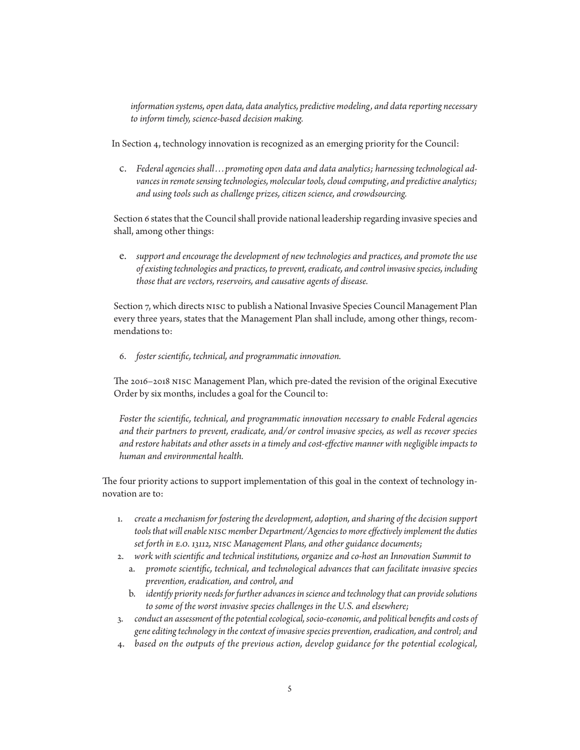*information systems, open data, data analytics, predictive modeling, and data reporting necessary to inform timely, science-based decision making.*

In Section 4, technology innovation is recognized as an emerging priority for the Council:

c. *Federal agencies shall…promoting open data and data analytics; harnessing technological advances in remote sensing technologies, molecular tools, cloud computing, and predictive analytics; and using tools such as challenge prizes, citizen science, and crowdsourcing.*

Section 6 states that the Council shall provide national leadership regarding invasive species and shall, among other things:

e. *support and encourage the development of new technologies and practices, and promote the use of existing technologies and practices, to prevent, eradicate, and control invasive species, including those that are vectors, reservoirs, and causative agents of disease.*

Section 7, which directs NISC to publish a National Invasive Species Council Management Plan every three years, states that the Management Plan shall include, among other things, recommendations to:

6. *foster scientific, technical, and programmatic innovation.*

The 2016–2018 NISC Management Plan, which pre-dated the revision of the original Executive Order by six months, includes a goal for the Council to:

*Foster the scientific, technical, and programmatic innovation necessary to enable Federal agencies and their partners to prevent, eradicate, and/or control invasive species, as well as recover species and restore habitats and other assets in a timely and cost-effective manner with negligible impacts to human and environmental health.*

The four priority actions to support implementation of this goal in the context of technology innovation are to:

1. *create a mechanism for fostering the development, adoption, and sharing of the decision support tools that will enable NISC member Department/Agencies to more effectively implement the duties set forth in E.O. 13112, NISC Management Plans, and other guidance documents;*
2. *work with scientific and technical institutions, organize and co-host an Innovation Summit to*
   a. *promote scientific, technical, and technological advances that can facilitate invasive species prevention, eradication, and control, and*
   b. *identify priority needs for further advances in science and technology that can provide solutions to some of the worst invasive species challenges in the U.S. and elsewhere;*
3. *conduct an assessment of the potential ecological, socio-economic, and political benefits and costs of gene editing technology in the context of invasive species prevention, eradication, and control; and*
4. *based on the outputs of the previous action, develop guidance for the potential ecological,*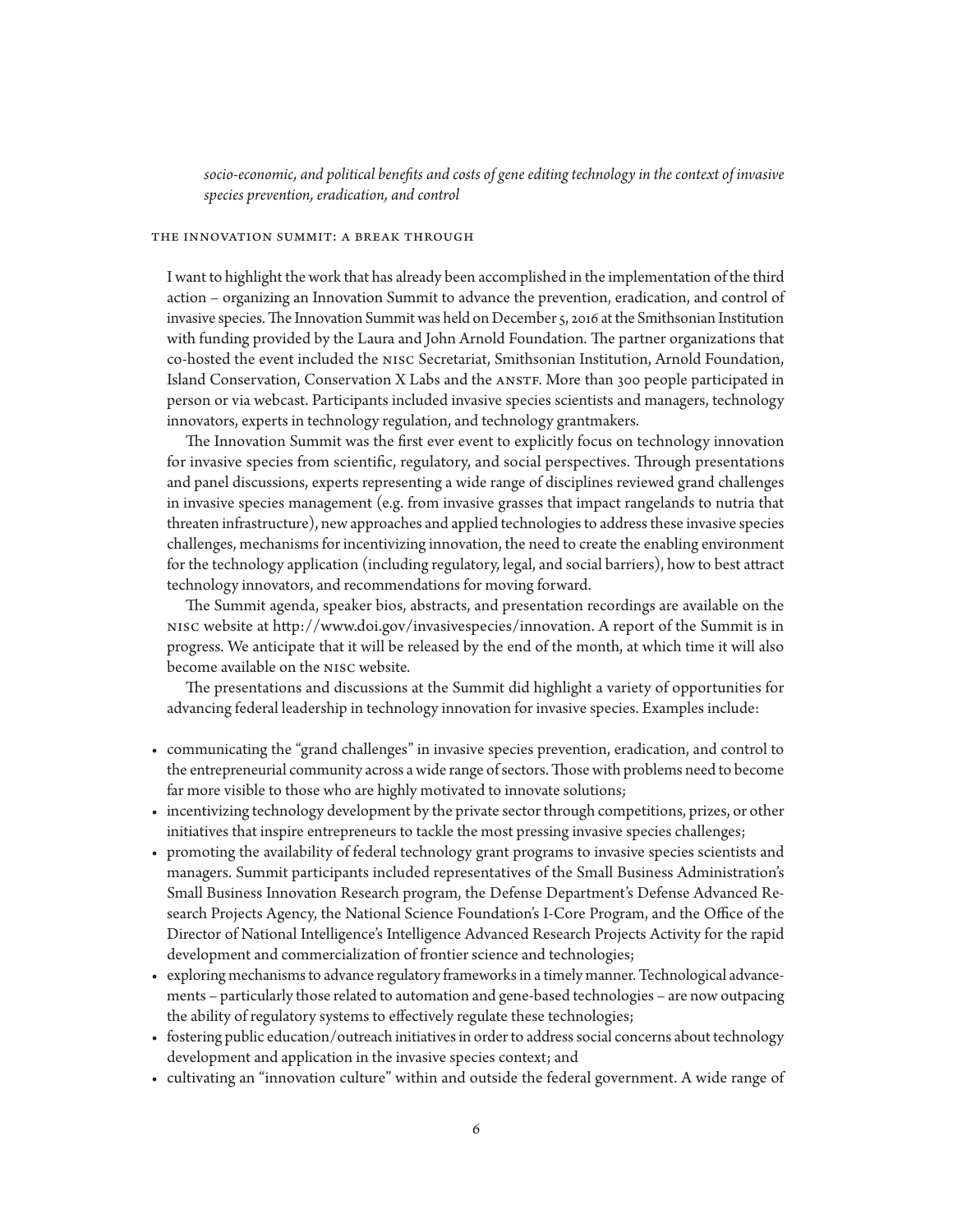*socio-economic, and political benefits and costs of gene editing technology in the context of invasive species prevention, eradication, and control*

## THE INNOVATION SUMMIT: A BREAK THROUGH

I want to highlight the work that has already been accomplished in the implementation of the third action – organizing an Innovation Summit to advance the prevention, eradication, and control of invasive species. The Innovation Summit was held on December 5, 2016 at the Smithsonian Institution with funding provided by the Laura and John Arnold Foundation. The partner organizations that co-hosted the event included the NISC Secretariat, Smithsonian Institution, Arnold Foundation, Island Conservation, Conservation X Labs and the ANSTF. More than 300 people participated in person or via webcast. Participants included invasive species scientists and managers, technology innovators, experts in technology regulation, and technology grantmakers.

The Innovation Summit was the first ever event to explicitly focus on technology innovation for invasive species from scientific, regulatory, and social perspectives. Through presentations and panel discussions, experts representing a wide range of disciplines reviewed grand challenges in invasive species management (e.g. from invasive grasses that impact rangelands to nutria that threaten infrastructure), new approaches and applied technologies to address these invasive species challenges, mechanisms for incentivizing innovation, the need to create the enabling environment for the technology application (including regulatory, legal, and social barriers), how to best attract technology innovators, and recommendations for moving forward.

The Summit agenda, speaker bios, abstracts, and presentation recordings are available on the NISC website at http://www.doi.gov/invasivespecies/innovation. A report of the Summit is in progress. We anticipate that it will be released by the end of the month, at which time it will also become available on the NISC website.

The presentations and discussions at the Summit did highlight a variety of opportunities for advancing federal leadership in technology innovation for invasive species. Examples include:

- communicating the "grand challenges" in invasive species prevention, eradication, and control to the entrepreneurial community across a wide range of sectors. Those with problems need to become far more visible to those who are highly motivated to innovate solutions;
- incentivizing technology development by the private sector through competitions, prizes, or other initiatives that inspire entrepreneurs to tackle the most pressing invasive species challenges;
- promoting the availability of federal technology grant programs to invasive species scientists and managers. Summit participants included representatives of the Small Business Administration's Small Business Innovation Research program, the Defense Department's Defense Advanced Research Projects Agency, the National Science Foundation's I-Core Program, and the Office of the Director of National Intelligence's Intelligence Advanced Research Projects Activity for the rapid development and commercialization of frontier science and technologies;
- exploring mechanisms to advance regulatory frameworks in a timely manner. Technological advancements – particularly those related to automation and gene-based technologies – are now outpacing the ability of regulatory systems to effectively regulate these technologies;
- fostering public education/outreach initiatives in order to address social concerns about technology development and application in the invasive species context; and
- cultivating an "innovation culture" within and outside the federal government. A wide range of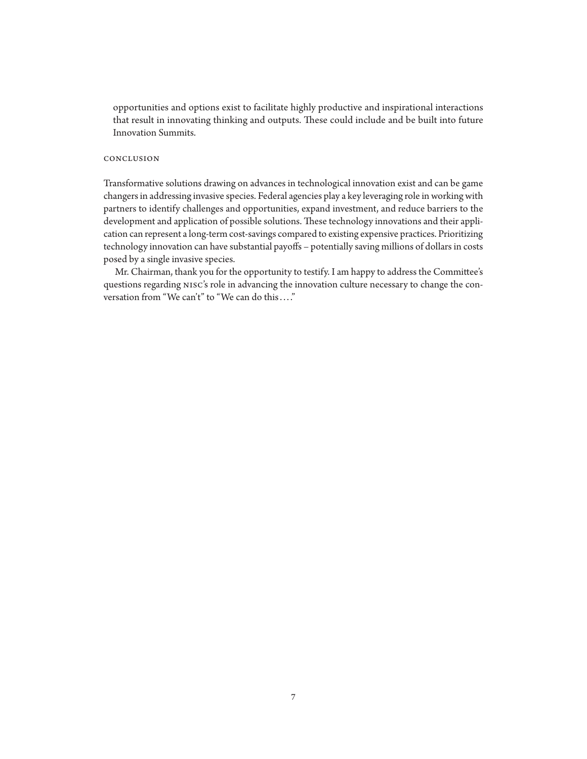opportunities and options exist to facilitate highly productive and inspirational interactions that result in innovating thinking and outputs. These could include and be built into future Innovation Summits.

## CONCLUSION

Transformative solutions drawing on advances in technological innovation exist and can be game changers in addressing invasive species. Federal agencies play a key leveraging role in working with partners to identify challenges and opportunities, expand investment, and reduce barriers to the development and application of possible solutions. These technology innovations and their application can represent a long-term cost-savings compared to existing expensive practices. Prioritizing technology innovation can have substantial payoffs – potentially saving millions of dollars in costs posed by a single invasive species.

Mr. Chairman, thank you for the opportunity to testify. I am happy to address the Committee's questions regarding NISC's role in advancing the innovation culture necessary to change the conversation from "We can't" to "We can do this . . . ."